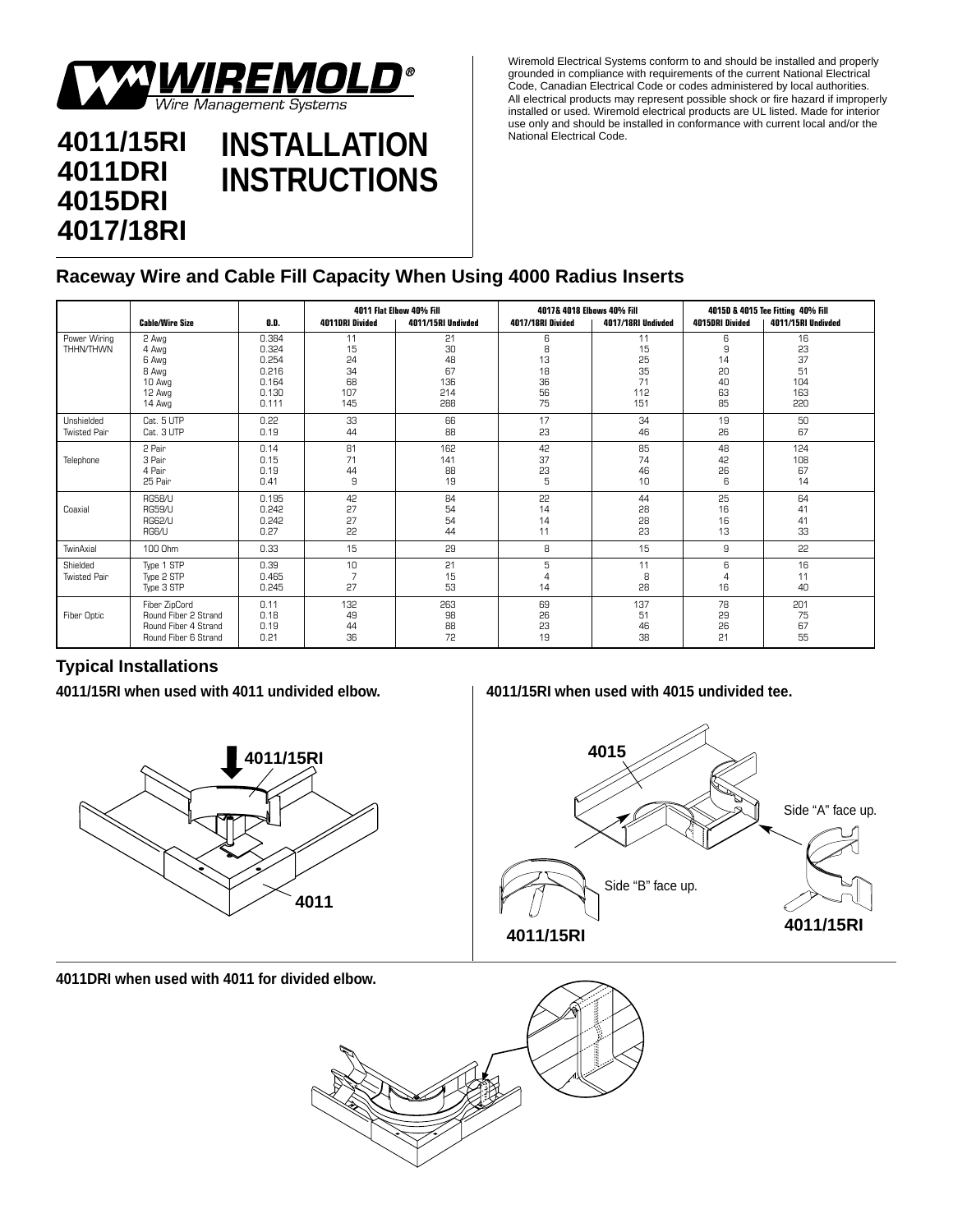WIREMOLD® Wire Management Systems

# 4011/15RI 4011DRI 4015DRI 4017/18RI

# INSTALLATION INSTRUCTIONS

Wiremold Electrical Systems conform to and should be installed and properly grounded in compliance with requirements of the current National Electrical Code, Canadian Electrical Code or codes administered by local authorities. All electrical products may represent possible shock or fire hazard if improperly installed or used. Wiremold electrical products are UL listed. Made for interior use only and should be installed in conformance with current local and/or the National Electrical Code.

## Raceway Wire and Cable Fill Capacity When Using 4000 Radius Inserts

| | | | 4011 Flat Elbow 40% Fill | | 4017& 4018 Elbows 40% Fill | | 4015D & 4015 Tee Fitting 40% Fill | |
|---|---|---|---|---|---|---|---|---|
| | Cable/Wire Size | O.D. | 4011DRI Divided | 4011/15RI Undivded | 4017/18RI Divided | 4017/18RI Undivded | 4015DRI Divided | 4011/15RI Undivded |
| Power Wiring THHN/THWN | 2 Awg | 0.384 | 11 | 21 | 6 | 11 | 6 | 16 |
| | 4 Awg | 0.324 | 15 | 30 | 8 | 15 | 9 | 23 |
| | 6 Awg | 0.254 | 24 | 48 | 13 | 25 | 14 | 37 |
| | 8 Awg | 0.216 | 34 | 67 | 18 | 35 | 20 | 51 |
| | 10 Awg | 0.164 | 68 | 136 | 36 | 71 | 40 | 104 |
| | 12 Awg | 0.130 | 107 | 214 | 56 | 112 | 63 | 163 |
| | 14 Awg | 0.111 | 145 | 288 | 75 | 151 | 85 | 220 |
| Unshielded Twisted Pair | Cat. 5 UTP | 0.22 | 33 | 66 | 17 | 34 | 19 | 50 |
| | Cat. 3 UTP | 0.19 | 44 | 88 | 23 | 46 | 26 | 67 |
| Telephone | 2 Pair | 0.14 | 81 | 162 | 42 | 85 | 48 | 124 |
| | 3 Pair | 0.15 | 71 | 141 | 37 | 74 | 42 | 108 |
| | 4 Pair | 0.19 | 44 | 88 | 23 | 46 | 26 | 67 |
| | 25 Pair | 0.41 | 9 | 19 | 5 | 10 | 6 | 14 |
| Coaxial | RG58/U | 0.195 | 42 | 84 | 22 | 44 | 25 | 64 |
| | RG59/U | 0.242 | 27 | 54 | 14 | 28 | 16 | 41 |
| | RG62/U | 0.242 | 27 | 54 | 14 | 28 | 16 | 41 |
| | RG6/U | 0.27 | 22 | 44 | 11 | 23 | 13 | 33 |
| TwinAxial | 100 Ohm | 0.33 | 15 | 29 | 8 | 15 | 9 | 22 |
| Shielded Twisted Pair | Type 1 STP | 0.39 | 10 | 21 | 5 | 11 | 6 | 16 |
| | Type 2 STP | 0.465 | 7 | 15 | 4 | 8 | 4 | 11 |
| | Type 3 STP | 0.245 | 27 | 53 | 14 | 28 | 16 | 40 |
| Fiber Optic | Fiber ZipCord | 0.11 | 132 | 263 | 69 | 137 | 78 | 201 |
| | Round Fiber 2 Strand | 0.18 | 49 | 98 | 26 | 51 | 29 | 75 |
| | Round Fiber 4 Strand | 0.19 | 44 | 88 | 23 | 46 | 26 | 67 |
| | Round Fiber 6 Strand | 0.21 | 36 | 72 | 19 | 38 | 21 | 55 |

## Typical Installations

**4011/15RI when used with 4011 undivided elbow.**

4011/15RI

4011

**4011/15RI when used with 4015 undivided tee.**

4015

Side “A” face up.

Side “B” face up.

4011/15RI

4011/15RI

**4011DRI when used with 4011 for divided elbow.**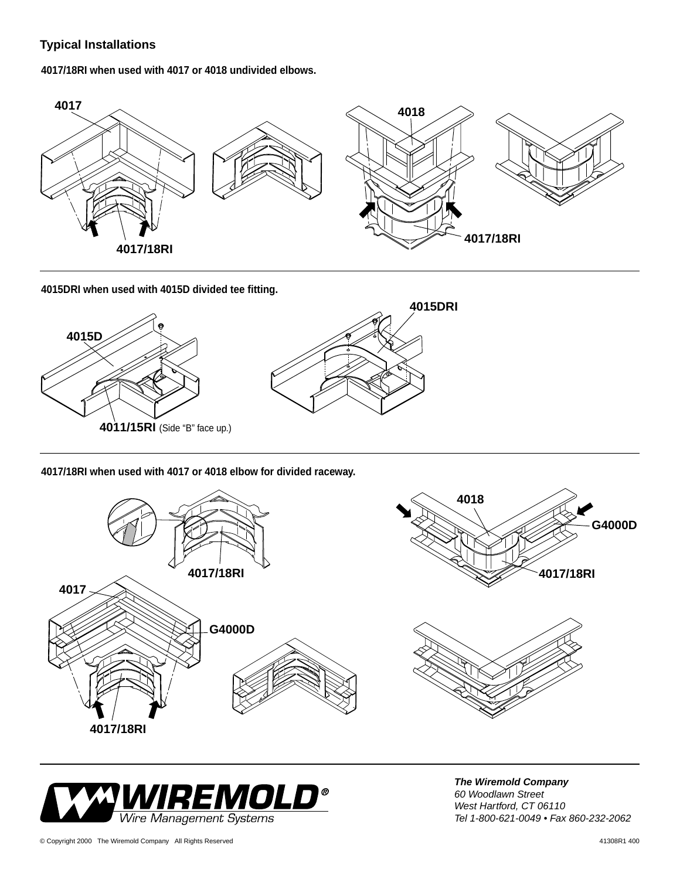## Typical Installations

**4017/18RI when used with 4017 or 4018 undivided elbows.**

4017

4017/18RI

4018

4017/18RI

**4015DRI when used with 4015D divided tee fitting.**

4015D

4011/15RI (Side "B" face up.)

4015DRI

**4017/18RI when used with 4017 or 4018 elbow for divided raceway.**

4017/18RI

4017

G4000D

4017/18RI

4018

G4000D

4017/18RI

**WIREMOLD®** Wire Management Systems

***The Wiremold Company***
*60 Woodlawn Street*
*West Hartford, CT 06110*
*Tel 1-800-621-0049 • Fax 860-232-2062*

© Copyright 2000 The Wiremold Company All Rights Reserved

41308R1 400